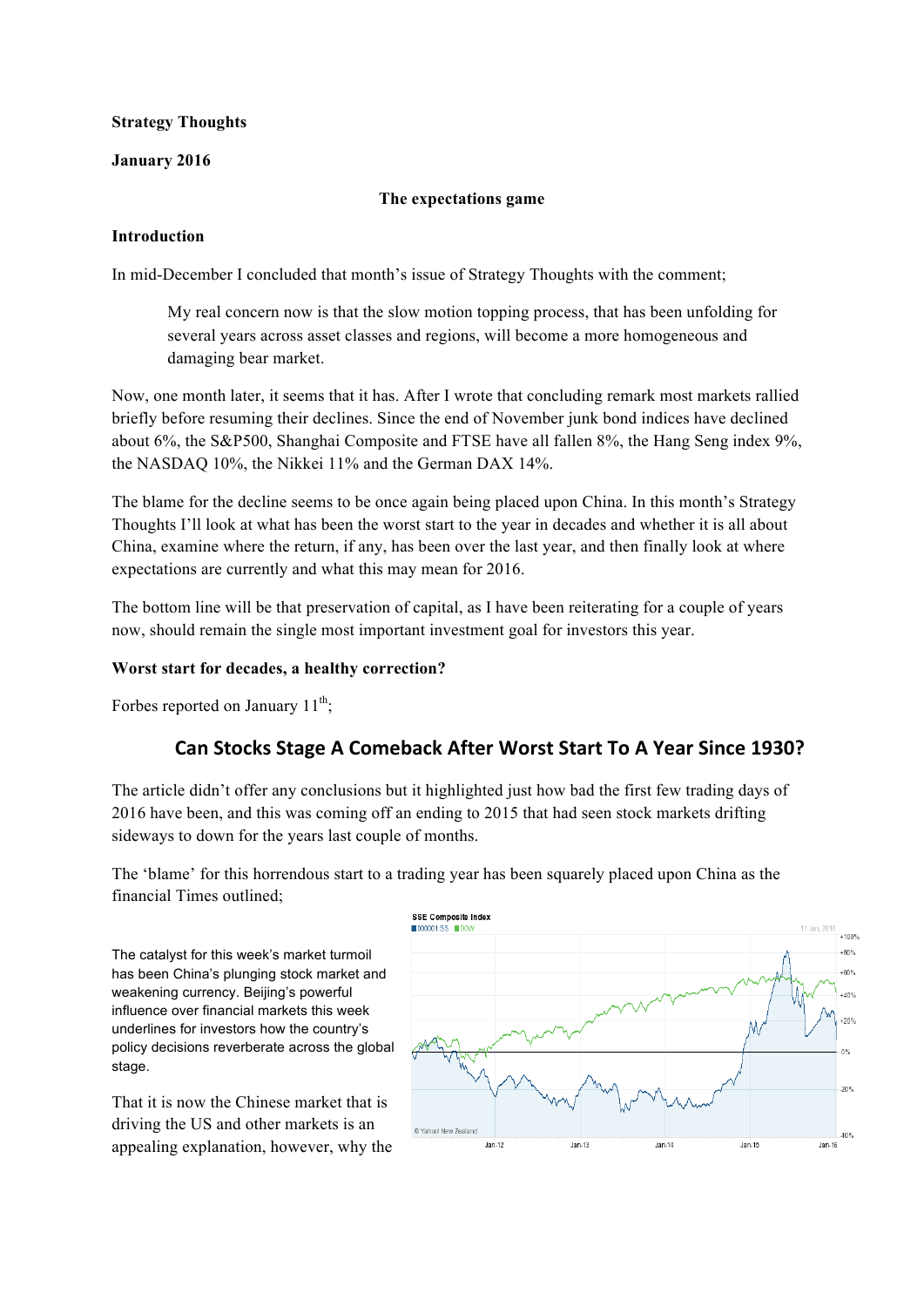**Strategy Thoughts**

**January 2016**

**The expectations game**

**Introduction**

In mid-December I concluded that month's issue of Strategy Thoughts with the comment;

> My real concern now is that the slow motion topping process, that has been unfolding for several years across asset classes and regions, will become a more homogeneous and damaging bear market.

Now, one month later, it seems that it has. After I wrote that concluding remark most markets rallied briefly before resuming their declines. Since the end of November junk bond indices have declined about 6%, the S&P500, Shanghai Composite and FTSE have all fallen 8%, the Hang Seng index 9%, the NASDAQ 10%, the Nikkei 11% and the German DAX 14%.

The blame for the decline seems to be once again being placed upon China. In this month's Strategy Thoughts I'll look at what has been the worst start to the year in decades and whether it is all about China, examine where the return, if any, has been over the last year, and then finally look at where expectations are currently and what this may mean for 2016.

The bottom line will be that preservation of capital, as I have been reiterating for a couple of years now, should remain the single most important investment goal for investors this year.

**Worst start for decades, a healthy correction?**

Forbes reported on January 11th;

## Can Stocks Stage A Comeback After Worst Start To A Year Since 1930?

The article didn't offer any conclusions but it highlighted just how bad the first few trading days of 2016 have been, and this was coming off an ending to 2015 that had seen stock markets drifting sideways to down for the years last couple of months.

The 'blame' for this horrendous start to a trading year has been squarely placed upon China as the financial Times outlined;

> The catalyst for this week's market turmoil has been China's plunging stock market and weakening currency. Beijing's powerful influence over financial markets this week underlines for investors how the country's policy decisions reverberate across the global stage.

That it is now the Chinese market that is driving the US and other markets is an appealing explanation, however, why the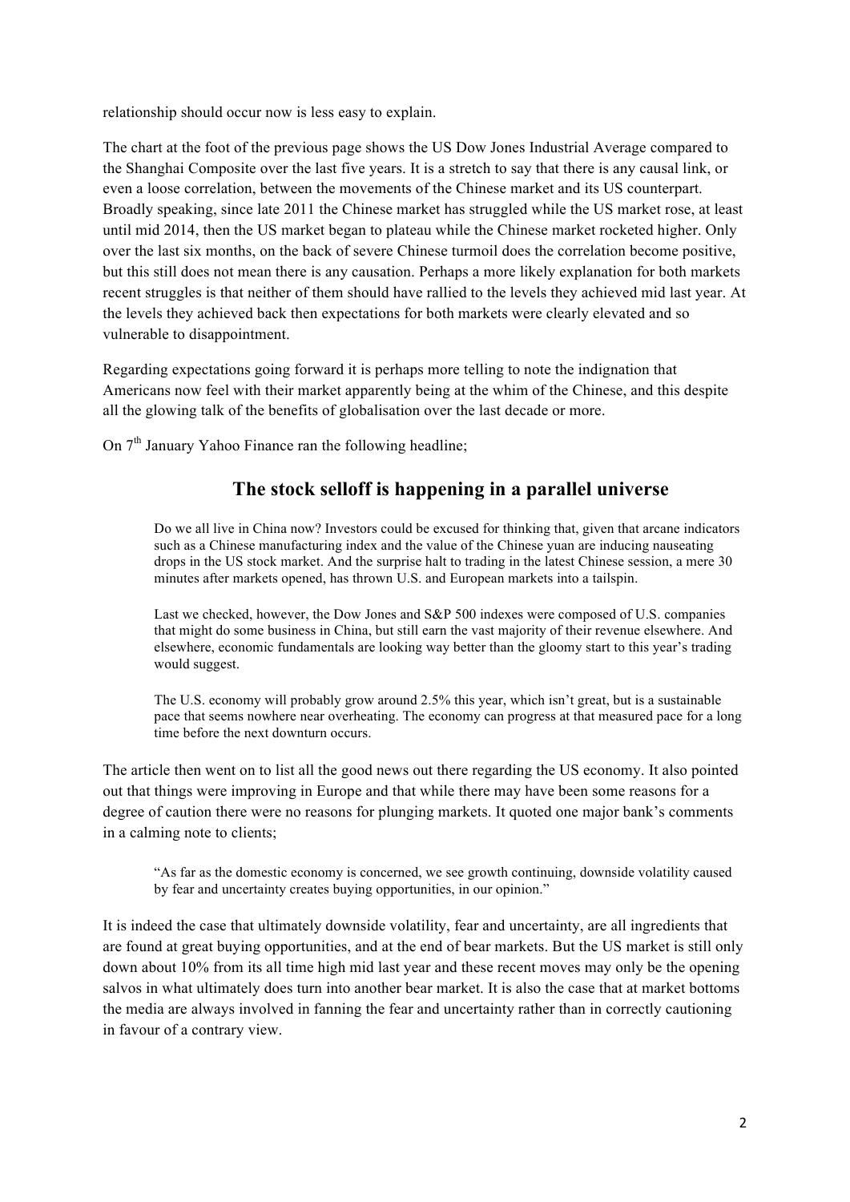relationship should occur now is less easy to explain.

The chart at the foot of the previous page shows the US Dow Jones Industrial Average compared to the Shanghai Composite over the last five years. It is a stretch to say that there is any causal link, or even a loose correlation, between the movements of the Chinese market and its US counterpart. Broadly speaking, since late 2011 the Chinese market has struggled while the US market rose, at least until mid 2014, then the US market began to plateau while the Chinese market rocketed higher. Only over the last six months, on the back of severe Chinese turmoil does the correlation become positive, but this still does not mean there is any causation. Perhaps a more likely explanation for both markets recent struggles is that neither of them should have rallied to the levels they achieved mid last year. At the levels they achieved back then expectations for both markets were clearly elevated and so vulnerable to disappointment.

Regarding expectations going forward it is perhaps more telling to note the indignation that Americans now feel with their market apparently being at the whim of the Chinese, and this despite all the glowing talk of the benefits of globalisation over the last decade or more.

On 7th January Yahoo Finance ran the following headline;

## The stock selloff is happening in a parallel universe

> Do we all live in China now? Investors could be excused for thinking that, given that arcane indicators such as a Chinese manufacturing index and the value of the Chinese yuan are inducing nauseating drops in the US stock market. And the surprise halt to trading in the latest Chinese session, a mere 30 minutes after markets opened, has thrown U.S. and European markets into a tailspin.
>
> Last we checked, however, the Dow Jones and S&P 500 indexes were composed of U.S. companies that might do some business in China, but still earn the vast majority of their revenue elsewhere. And elsewhere, economic fundamentals are looking way better than the gloomy start to this year's trading would suggest.
>
> The U.S. economy will probably grow around 2.5% this year, which isn't great, but is a sustainable pace that seems nowhere near overheating. The economy can progress at that measured pace for a long time before the next downturn occurs.

The article then went on to list all the good news out there regarding the US economy. It also pointed out that things were improving in Europe and that while there may have been some reasons for a degree of caution there were no reasons for plunging markets. It quoted one major bank's comments in a calming note to clients;

> "As far as the domestic economy is concerned, we see growth continuing, downside volatility caused by fear and uncertainty creates buying opportunities, in our opinion."

It is indeed the case that ultimately downside volatility, fear and uncertainty, are all ingredients that are found at great buying opportunities, and at the end of bear markets. But the US market is still only down about 10% from its all time high mid last year and these recent moves may only be the opening salvos in what ultimately does turn into another bear market. It is also the case that at market bottoms the media are always involved in fanning the fear and uncertainty rather than in correctly cautioning in favour of a contrary view.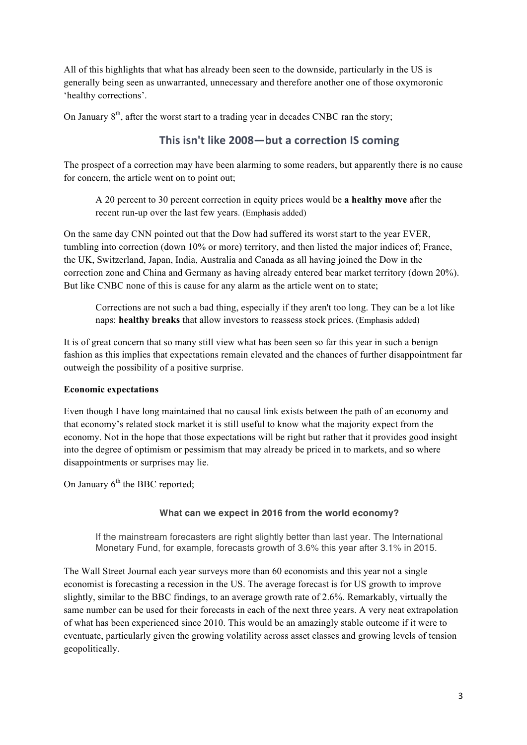All of this highlights that what has already been seen to the downside, particularly in the US is generally being seen as unwarranted, unnecessary and therefore another one of those oxymoronic 'healthy corrections'.

On January 8th, after the worst start to a trading year in decades CNBC ran the story;

### This isn't like 2008—but a correction IS coming

The prospect of a correction may have been alarming to some readers, but apparently there is no cause for concern, the article went on to point out;

> A 20 percent to 30 percent correction in equity prices would be **a healthy move** after the recent run-up over the last few years. (Emphasis added)

On the same day CNN pointed out that the Dow had suffered its worst start to the year EVER, tumbling into correction (down 10% or more) territory, and then listed the major indices of; France, the UK, Switzerland, Japan, India, Australia and Canada as all having joined the Dow in the correction zone and China and Germany as having already entered bear market territory (down 20%). But like CNBC none of this is cause for any alarm as the article went on to state;

> Corrections are not such a bad thing, especially if they aren't too long. They can be a lot like naps: **healthy breaks** that allow investors to reassess stock prices. (Emphasis added)

It is of great concern that so many still view what has been seen so far this year in such a benign fashion as this implies that expectations remain elevated and the chances of further disappointment far outweigh the possibility of a positive surprise.

**Economic expectations**

Even though I have long maintained that no causal link exists between the path of an economy and that economy's related stock market it is still useful to know what the majority expect from the economy. Not in the hope that those expectations will be right but rather that it provides good insight into the degree of optimism or pessimism that may already be priced in to markets, and so where disappointments or surprises may lie.

On January 6th the BBC reported;

**What can we expect in 2016 from the world economy?**

> If the mainstream forecasters are right slightly better than last year. The International Monetary Fund, for example, forecasts growth of 3.6% this year after 3.1% in 2015.

The Wall Street Journal each year surveys more than 60 economists and this year not a single economist is forecasting a recession in the US. The average forecast is for US growth to improve slightly, similar to the BBC findings, to an average growth rate of 2.6%. Remarkably, virtually the same number can be used for their forecasts in each of the next three years. A very neat extrapolation of what has been experienced since 2010. This would be an amazingly stable outcome if it were to eventuate, particularly given the growing volatility across asset classes and growing levels of tension geopolitically.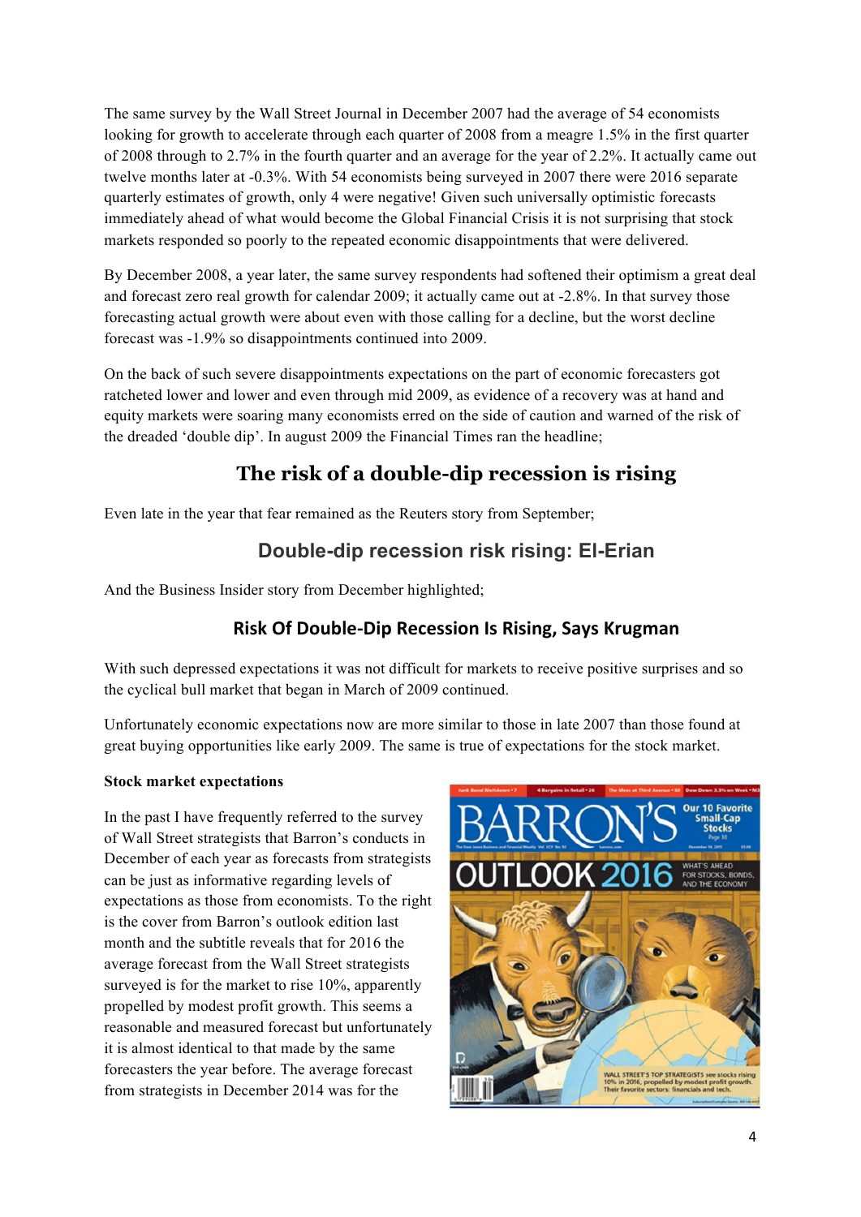The same survey by the Wall Street Journal in December 2007 had the average of 54 economists looking for growth to accelerate through each quarter of 2008 from a meagre 1.5% in the first quarter of 2008 through to 2.7% in the fourth quarter and an average for the year of 2.2%. It actually came out twelve months later at -0.3%. With 54 economists being surveyed in 2007 there were 2016 separate quarterly estimates of growth, only 4 were negative! Given such universally optimistic forecasts immediately ahead of what would become the Global Financial Crisis it is not surprising that stock markets responded so poorly to the repeated economic disappointments that were delivered.

By December 2008, a year later, the same survey respondents had softened their optimism a great deal and forecast zero real growth for calendar 2009; it actually came out at -2.8%. In that survey those forecasting actual growth were about even with those calling for a decline, but the worst decline forecast was -1.9% so disappointments continued into 2009.

On the back of such severe disappointments expectations on the part of economic forecasters got ratcheted lower and lower and even through mid 2009, as evidence of a recovery was at hand and equity markets were soaring many economists erred on the side of caution and warned of the risk of the dreaded 'double dip'. In august 2009 the Financial Times ran the headline;

**The risk of a double-dip recession is rising**

Even late in the year that fear remained as the Reuters story from September;

**Double-dip recession risk rising: El-Erian**

And the Business Insider story from December highlighted;

**Risk Of Double-Dip Recession Is Rising, Says Krugman**

With such depressed expectations it was not difficult for markets to receive positive surprises and so the cyclical bull market that began in March of 2009 continued.

Unfortunately economic expectations now are more similar to those in late 2007 than those found at great buying opportunities like early 2009. The same is true of expectations for the stock market.

**Stock market expectations**

In the past I have frequently referred to the survey of Wall Street strategists that Barron's conducts in December of each year as forecasts from strategists can be just as informative regarding levels of expectations as those from economists. To the right is the cover from Barron's outlook edition last month and the subtitle reveals that for 2016 the average forecast from the Wall Street strategists surveyed is for the market to rise 10%, apparently propelled by modest profit growth. This seems a reasonable and measured forecast but unfortunately it is almost identical to that made by the same forecasters the year before. The average forecast from strategists in December 2014 was for the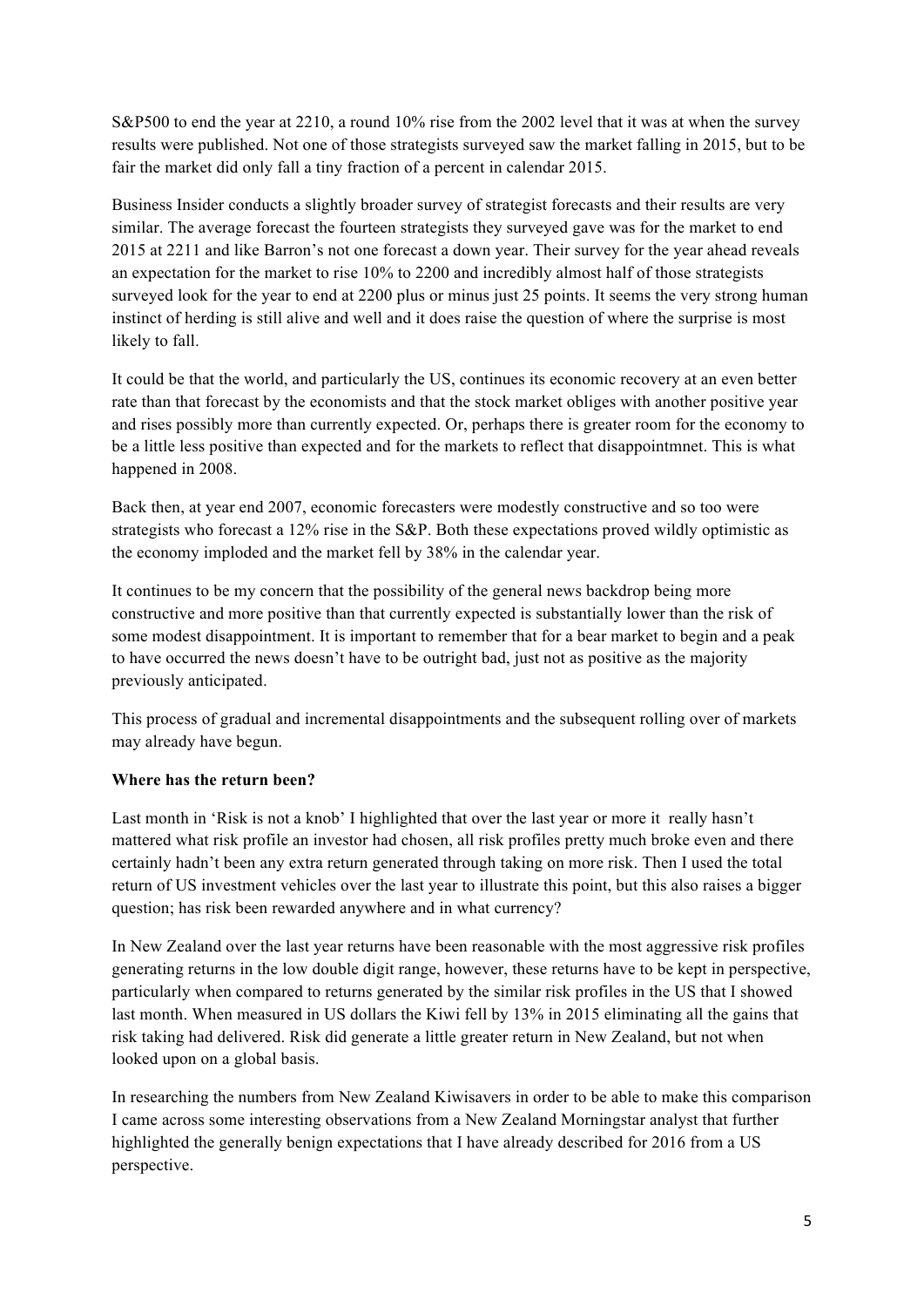S&P500 to end the year at 2210, a round 10% rise from the 2002 level that it was at when the survey results were published. Not one of those strategists surveyed saw the market falling in 2015, but to be fair the market did only fall a tiny fraction of a percent in calendar 2015.

Business Insider conducts a slightly broader survey of strategist forecasts and their results are very similar. The average forecast the fourteen strategists they surveyed gave was for the market to end 2015 at 2211 and like Barron's not one forecast a down year. Their survey for the year ahead reveals an expectation for the market to rise 10% to 2200 and incredibly almost half of those strategists surveyed look for the year to end at 2200 plus or minus just 25 points. It seems the very strong human instinct of herding is still alive and well and it does raise the question of where the surprise is most likely to fall.

It could be that the world, and particularly the US, continues its economic recovery at an even better rate than that forecast by the economists and that the stock market obliges with another positive year and rises possibly more than currently expected. Or, perhaps there is greater room for the economy to be a little less positive than expected and for the markets to reflect that disappointmnet. This is what happened in 2008.

Back then, at year end 2007, economic forecasters were modestly constructive and so too were strategists who forecast a 12% rise in the S&P. Both these expectations proved wildly optimistic as the economy imploded and the market fell by 38% in the calendar year.

It continues to be my concern that the possibility of the general news backdrop being more constructive and more positive than that currently expected is substantially lower than the risk of some modest disappointment. It is important to remember that for a bear market to begin and a peak to have occurred the news doesn't have to be outright bad, just not as positive as the majority previously anticipated.

This process of gradual and incremental disappointments and the subsequent rolling over of markets may already have begun.

**Where has the return been?**

Last month in 'Risk is not a knob' I highlighted that over the last year or more it really hasn't mattered what risk profile an investor had chosen, all risk profiles pretty much broke even and there certainly hadn't been any extra return generated through taking on more risk. Then I used the total return of US investment vehicles over the last year to illustrate this point, but this also raises a bigger question; has risk been rewarded anywhere and in what currency?

In New Zealand over the last year returns have been reasonable with the most aggressive risk profiles generating returns in the low double digit range, however, these returns have to be kept in perspective, particularly when compared to returns generated by the similar risk profiles in the US that I showed last month. When measured in US dollars the Kiwi fell by 13% in 2015 eliminating all the gains that risk taking had delivered. Risk did generate a little greater return in New Zealand, but not when looked upon on a global basis.

In researching the numbers from New Zealand Kiwisavers in order to be able to make this comparison I came across some interesting observations from a New Zealand Morningstar analyst that further highlighted the generally benign expectations that I have already described for 2016 from a US perspective.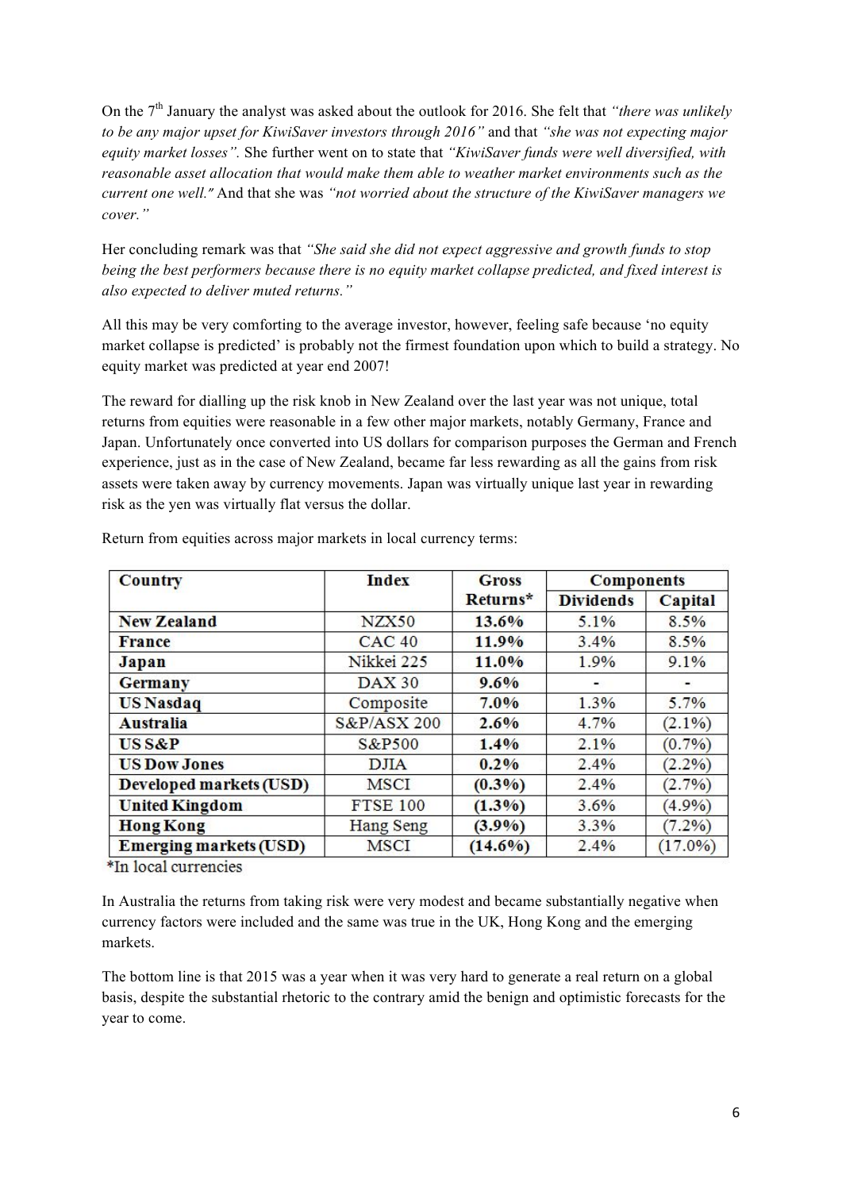On the 7th January the analyst was asked about the outlook for 2016. She felt that *"there was unlikely to be any major upset for KiwiSaver investors through 2016"* and that *"she was not expecting major equity market losses".* She further went on to state that *"KiwiSaver funds were well diversified, with reasonable asset allocation that would make them able to weather market environments such as the current one well."* And that she was *"not worried about the structure of the KiwiSaver managers we cover."*

Her concluding remark was that *"She said she did not expect aggressive and growth funds to stop being the best performers because there is no equity market collapse predicted, and fixed interest is also expected to deliver muted returns."*

All this may be very comforting to the average investor, however, feeling safe because 'no equity market collapse is predicted' is probably not the firmest foundation upon which to build a strategy. No equity market was predicted at year end 2007!

The reward for dialling up the risk knob in New Zealand over the last year was not unique, total returns from equities were reasonable in a few other major markets, notably Germany, France and Japan. Unfortunately once converted into US dollars for comparison purposes the German and French experience, just as in the case of New Zealand, became far less rewarding as all the gains from risk assets were taken away by currency movements. Japan was virtually unique last year in rewarding risk as the yen was virtually flat versus the dollar.

Return from equities across major markets in local currency terms:

| Country | Index | Gross Returns* | Components | |
|---|---|---|---|---|
| | | | Dividends | Capital |
| **New Zealand** | NZX50 | **13.6%** | 5.1% | 8.5% |
| **France** | CAC 40 | **11.9%** | 3.4% | 8.5% |
| **Japan** | Nikkei 225 | **11.0%** | 1.9% | 9.1% |
| **Germany** | DAX 30 | **9.6%** | - | - |
| **US Nasdaq** | Composite | **7.0%** | 1.3% | 5.7% |
| **Australia** | S&P/ASX 200 | **2.6%** | 4.7% | (2.1%) |
| **US S&P** | S&P500 | **1.4%** | 2.1% | (0.7%) |
| **US Dow Jones** | DJIA | **0.2%** | 2.4% | (2.2%) |
| **Developed markets (USD)** | MSCI | **(0.3%)** | 2.4% | (2.7%) |
| **United Kingdom** | FTSE 100 | **(1.3%)** | 3.6% | (4.9%) |
| **Hong Kong** | Hang Seng | **(3.9%)** | 3.3% | (7.2%) |
| **Emerging markets (USD)** | MSCI | **(14.6%)** | 2.4% | (17.0%) |

*In local currencies

In Australia the returns from taking risk were very modest and became substantially negative when currency factors were included and the same was true in the UK, Hong Kong and the emerging markets.

The bottom line is that 2015 was a year when it was very hard to generate a real return on a global basis, despite the substantial rhetoric to the contrary amid the benign and optimistic forecasts for the year to come.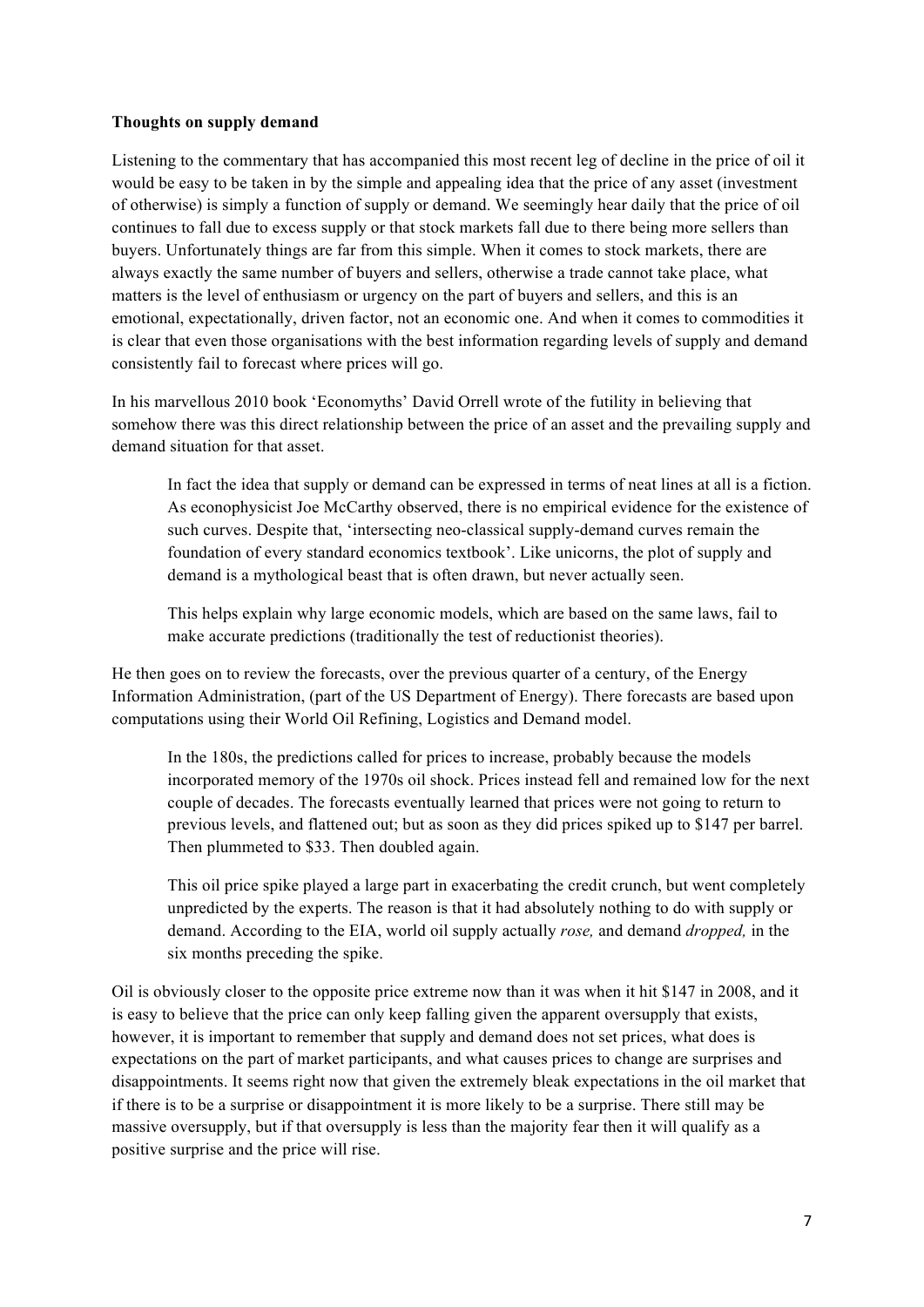**Thoughts on supply demand**

Listening to the commentary that has accompanied this most recent leg of decline in the price of oil it would be easy to be taken in by the simple and appealing idea that the price of any asset (investment of otherwise) is simply a function of supply or demand. We seemingly hear daily that the price of oil continues to fall due to excess supply or that stock markets fall due to there being more sellers than buyers. Unfortunately things are far from this simple. When it comes to stock markets, there are always exactly the same number of buyers and sellers, otherwise a trade cannot take place, what matters is the level of enthusiasm or urgency on the part of buyers and sellers, and this is an emotional, expectationally, driven factor, not an economic one. And when it comes to commodities it is clear that even those organisations with the best information regarding levels of supply and demand consistently fail to forecast where prices will go.

In his marvellous 2010 book 'Economyths' David Orrell wrote of the futility in believing that somehow there was this direct relationship between the price of an asset and the prevailing supply and demand situation for that asset.

> In fact the idea that supply or demand can be expressed in terms of neat lines at all is a fiction. As econophysicist Joe McCarthy observed, there is no empirical evidence for the existence of such curves. Despite that, 'intersecting neo-classical supply-demand curves remain the foundation of every standard economics textbook'. Like unicorns, the plot of supply and demand is a mythological beast that is often drawn, but never actually seen.
>
> This helps explain why large economic models, which are based on the same laws, fail to make accurate predictions (traditionally the test of reductionist theories).

He then goes on to review the forecasts, over the previous quarter of a century, of the Energy Information Administration, (part of the US Department of Energy). There forecasts are based upon computations using their World Oil Refining, Logistics and Demand model.

> In the 180s, the predictions called for prices to increase, probably because the models incorporated memory of the 1970s oil shock. Prices instead fell and remained low for the next couple of decades. The forecasts eventually learned that prices were not going to return to previous levels, and flattened out; but as soon as they did prices spiked up to $147 per barrel. Then plummeted to $33. Then doubled again.
>
> This oil price spike played a large part in exacerbating the credit crunch, but went completely unpredicted by the experts. The reason is that it had absolutely nothing to do with supply or demand. According to the EIA, world oil supply actually *rose,* and demand *dropped,* in the six months preceding the spike.

Oil is obviously closer to the opposite price extreme now than it was when it hit $147 in 2008, and it is easy to believe that the price can only keep falling given the apparent oversupply that exists, however, it is important to remember that supply and demand does not set prices, what does is expectations on the part of market participants, and what causes prices to change are surprises and disappointments. It seems right now that given the extremely bleak expectations in the oil market that if there is to be a surprise or disappointment it is more likely to be a surprise. There still may be massive oversupply, but if that oversupply is less than the majority fear then it will qualify as a positive surprise and the price will rise.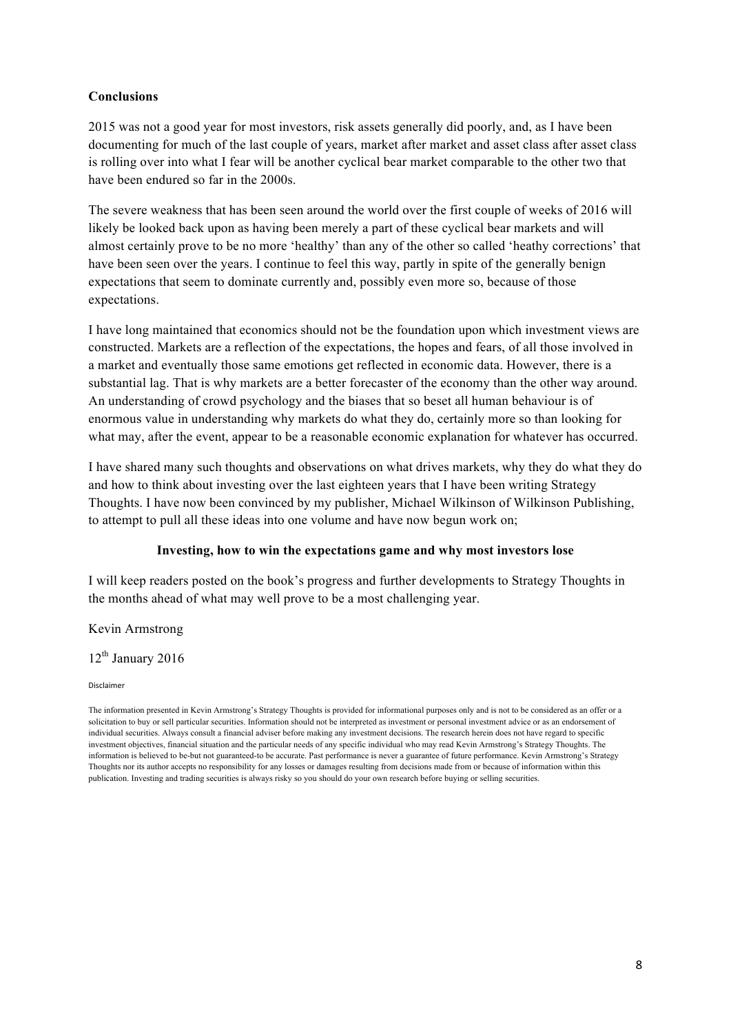**Conclusions**

2015 was not a good year for most investors, risk assets generally did poorly, and, as I have been documenting for much of the last couple of years, market after market and asset class after asset class is rolling over into what I fear will be another cyclical bear market comparable to the other two that have been endured so far in the 2000s.

The severe weakness that has been seen around the world over the first couple of weeks of 2016 will likely be looked back upon as having been merely a part of these cyclical bear markets and will almost certainly prove to be no more 'healthy' than any of the other so called 'heathy corrections' that have been seen over the years. I continue to feel this way, partly in spite of the generally benign expectations that seem to dominate currently and, possibly even more so, because of those expectations.

I have long maintained that economics should not be the foundation upon which investment views are constructed. Markets are a reflection of the expectations, the hopes and fears, of all those involved in a market and eventually those same emotions get reflected in economic data. However, there is a substantial lag. That is why markets are a better forecaster of the economy than the other way around. An understanding of crowd psychology and the biases that so beset all human behaviour is of enormous value in understanding why markets do what they do, certainly more so than looking for what may, after the event, appear to be a reasonable economic explanation for whatever has occurred.

I have shared many such thoughts and observations on what drives markets, why they do what they do and how to think about investing over the last eighteen years that I have been writing Strategy Thoughts. I have now been convinced by my publisher, Michael Wilkinson of Wilkinson Publishing, to attempt to pull all these ideas into one volume and have now begun work on;

**Investing, how to win the expectations game and why most investors lose**

I will keep readers posted on the book's progress and further developments to Strategy Thoughts in the months ahead of what may well prove to be a most challenging year.

Kevin Armstrong

12th January 2016

Disclaimer

The information presented in Kevin Armstrong's Strategy Thoughts is provided for informational purposes only and is not to be considered as an offer or a solicitation to buy or sell particular securities. Information should not be interpreted as investment or personal investment advice or as an endorsement of individual securities. Always consult a financial adviser before making any investment decisions. The research herein does not have regard to specific investment objectives, financial situation and the particular needs of any specific individual who may read Kevin Armstrong's Strategy Thoughts. The information is believed to be-but not guaranteed-to be accurate. Past performance is never a guarantee of future performance. Kevin Armstrong's Strategy Thoughts nor its author accepts no responsibility for any losses or damages resulting from decisions made from or because of information within this publication. Investing and trading securities is always risky so you should do your own research before buying or selling securities.